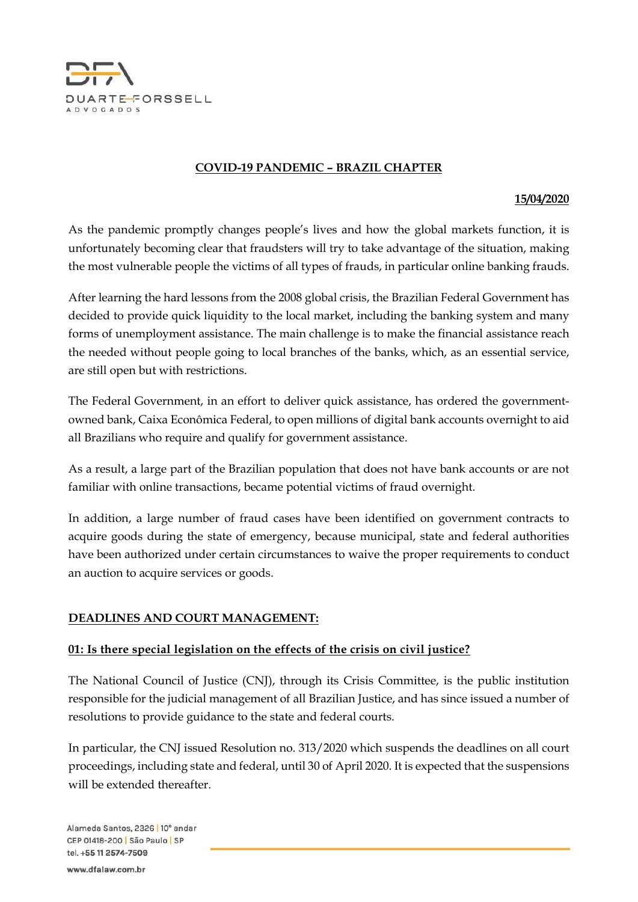**COVID-19 PANDEMIC – BRAZIL CHAPTER**

**15/04/2020**

As the pandemic promptly changes people's lives and how the global markets function, it is unfortunately becoming clear that fraudsters will try to take advantage of the situation, making the most vulnerable people the victims of all types of frauds, in particular online banking frauds.

After learning the hard lessons from the 2008 global crisis, the Brazilian Federal Government has decided to provide quick liquidity to the local market, including the banking system and many forms of unemployment assistance. The main challenge is to make the financial assistance reach the needed without people going to local branches of the banks, which, as an essential service, are still open but with restrictions.

The Federal Government, in an effort to deliver quick assistance, has ordered the government-owned bank, Caixa Econômica Federal, to open millions of digital bank accounts overnight to aid all Brazilians who require and qualify for government assistance.

As a result, a large part of the Brazilian population that does not have bank accounts or are not familiar with online transactions, became potential victims of fraud overnight.

In addition, a large number of fraud cases have been identified on government contracts to acquire goods during the state of emergency, because municipal, state and federal authorities have been authorized under certain circumstances to waive the proper requirements to conduct an auction to acquire services or goods.

**DEADLINES AND COURT MANAGEMENT:**

**01: Is there special legislation on the effects of the crisis on civil justice?**

The National Council of Justice (CNJ), through its Crisis Committee, is the public institution responsible for the judicial management of all Brazilian Justice, and has since issued a number of resolutions to provide guidance to the state and federal courts.

In particular, the CNJ issued Resolution no. 313/2020 which suspends the deadlines on all court proceedings, including state and federal, until 30 of April 2020. It is expected that the suspensions will be extended thereafter.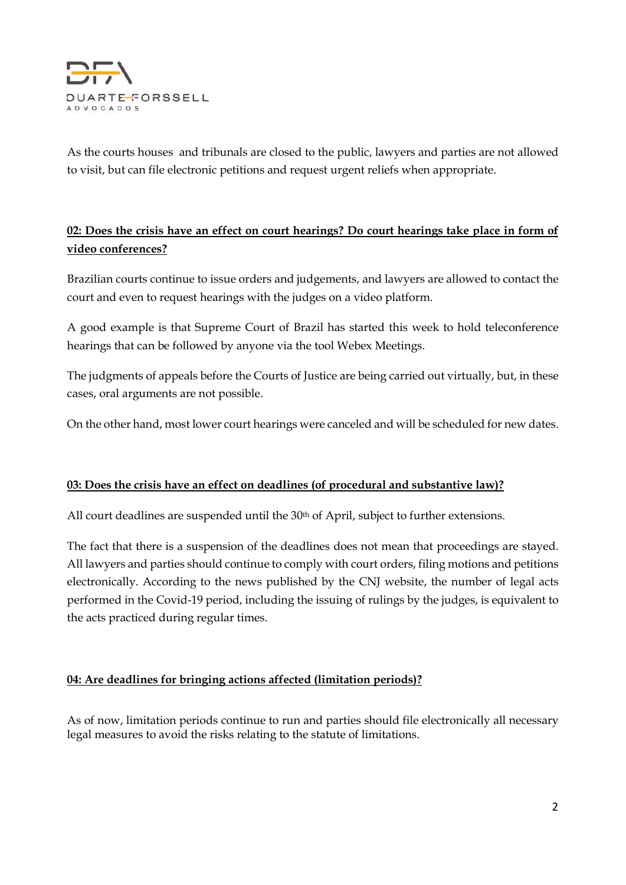As the courts houses  and tribunals are closed to the public, lawyers and parties are not allowed to visit, but can file electronic petitions and request urgent reliefs when appropriate.

**<u>02: Does the crisis have an effect on court hearings? Do court hearings take place in form of video conferences?</u>**

Brazilian courts continue to issue orders and judgements, and lawyers are allowed to contact the court and even to request hearings with the judges on a video platform.

A good example is that Supreme Court of Brazil has started this week to hold teleconference hearings that can be followed by anyone via the tool Webex Meetings.

The judgments of appeals before the Courts of Justice are being carried out virtually, but, in these cases, oral arguments are not possible.

On the other hand, most lower court hearings were canceled and will be scheduled for new dates.

**<u>03: Does the crisis have an effect on deadlines (of procedural and substantive law)?</u>**

All court deadlines are suspended until the 30th of April, subject to further extensions.

The fact that there is a suspension of the deadlines does not mean that proceedings are stayed. All lawyers and parties should continue to comply with court orders, filing motions and petitions electronically. According to the news published by the CNJ website, the number of legal acts performed in the Covid-19 period, including the issuing of rulings by the judges, is equivalent to the acts practiced during regular times.

**<u>04: Are deadlines for bringing actions affected (limitation periods)?</u>**

As of now, limitation periods continue to run and parties should file electronically all necessary legal measures to avoid the risks relating to the statute of limitations.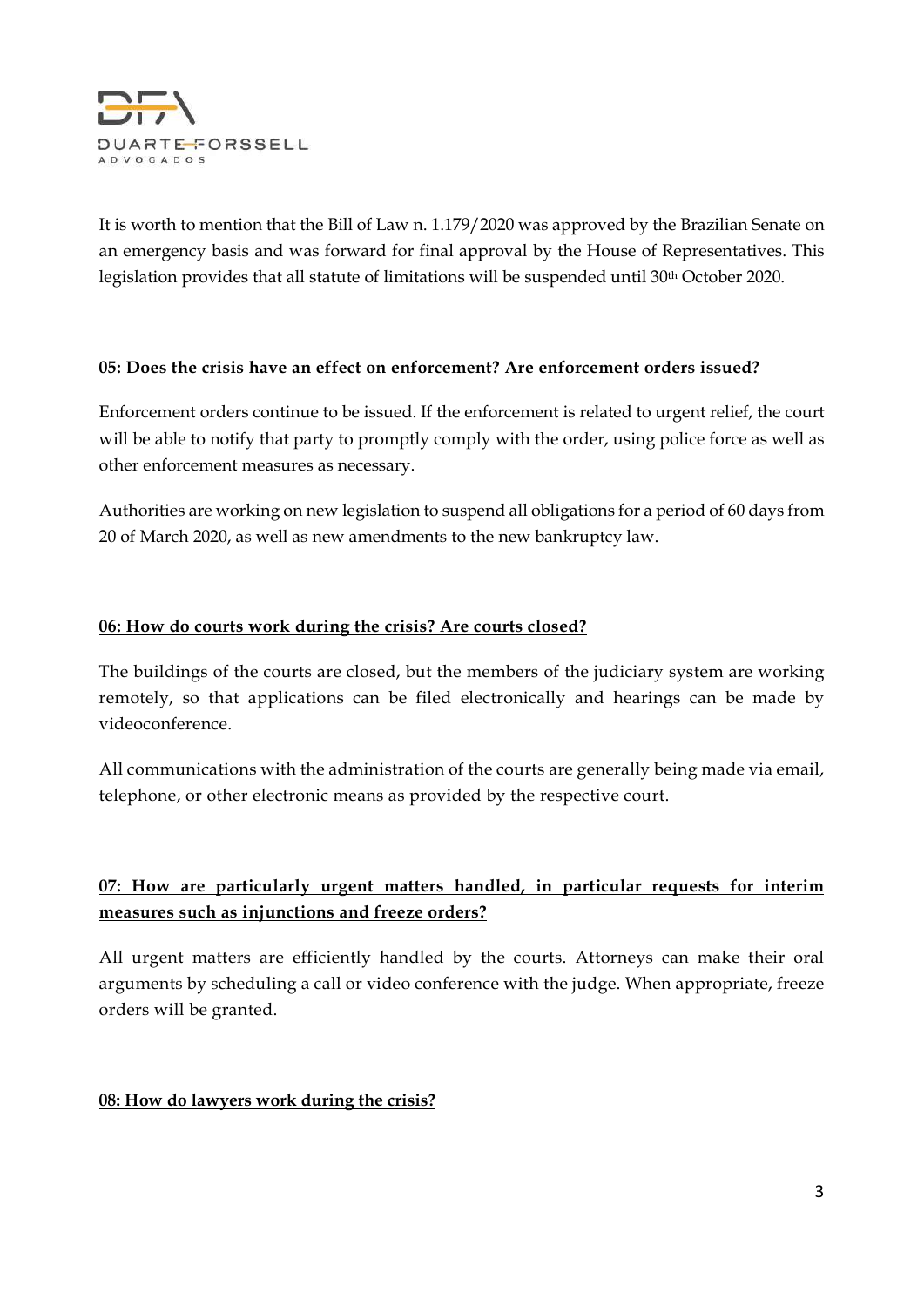It is worth to mention that the Bill of Law n. 1.179/2020 was approved by the Brazilian Senate on an emergency basis and was forward for final approval by the House of Representatives. This legislation provides that all statute of limitations will be suspended until 30th October 2020.

## 05: Does the crisis have an effect on enforcement? Are enforcement orders issued?

Enforcement orders continue to be issued. If the enforcement is related to urgent relief, the court will be able to notify that party to promptly comply with the order, using police force as well as other enforcement measures as necessary.

Authorities are working on new legislation to suspend all obligations for a period of 60 days from 20 of March 2020, as well as new amendments to the new bankruptcy law.

## 06: How do courts work during the crisis? Are courts closed?

The buildings of the courts are closed, but the members of the judiciary system are working remotely, so that applications can be filed electronically and hearings can be made by videoconference.

All communications with the administration of the courts are generally being made via email, telephone, or other electronic means as provided by the respective court.

## 07: How are particularly urgent matters handled, in particular requests for interim measures such as injunctions and freeze orders?

All urgent matters are efficiently handled by the courts. Attorneys can make their oral arguments by scheduling a call or video conference with the judge. When appropriate, freeze orders will be granted.

## 08: How do lawyers work during the crisis?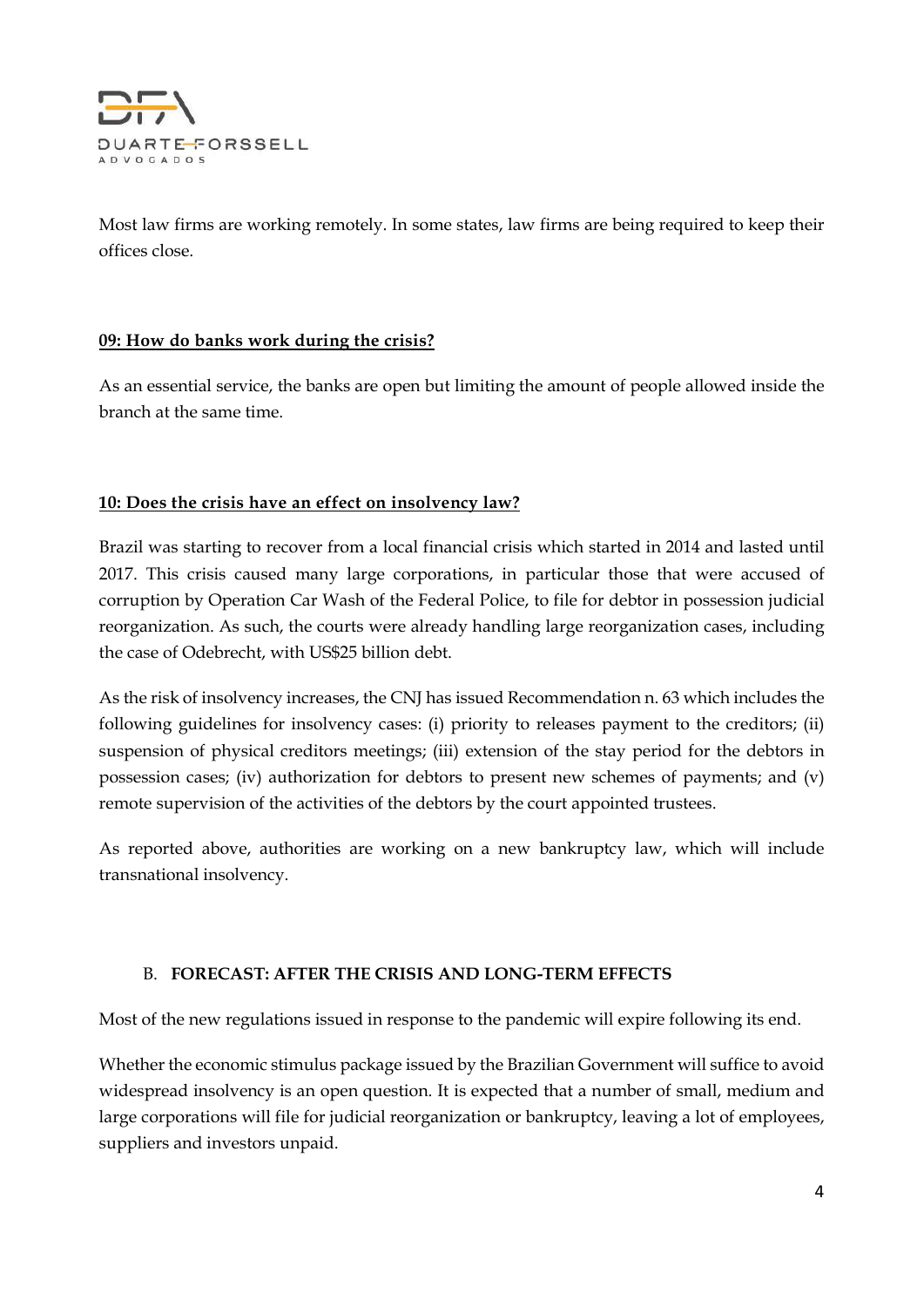Most law firms are working remotely. In some states, law firms are being required to keep their offices close.

## 09: How do banks work during the crisis?

As an essential service, the banks are open but limiting the amount of people allowed inside the branch at the same time.

## 10: Does the crisis have an effect on insolvency law?

Brazil was starting to recover from a local financial crisis which started in 2014 and lasted until 2017. This crisis caused many large corporations, in particular those that were accused of corruption by Operation Car Wash of the Federal Police, to file for debtor in possession judicial reorganization. As such, the courts were already handling large reorganization cases, including the case of Odebrecht, with US$25 billion debt.

As the risk of insolvency increases, the CNJ has issued Recommendation n. 63 which includes the following guidelines for insolvency cases: (i) priority to releases payment to the creditors; (ii) suspension of physical creditors meetings; (iii) extension of the stay period for the debtors in possession cases; (iv) authorization for debtors to present new schemes of payments; and (v) remote supervision of the activities of the debtors by the court appointed trustees.

As reported above, authorities are working on a new bankruptcy law, which will include transnational insolvency.

# B. FORECAST: AFTER THE CRISIS AND LONG-TERM EFFECTS

Most of the new regulations issued in response to the pandemic will expire following its end.

Whether the economic stimulus package issued by the Brazilian Government will suffice to avoid widespread insolvency is an open question. It is expected that a number of small, medium and large corporations will file for judicial reorganization or bankruptcy, leaving a lot of employees, suppliers and investors unpaid.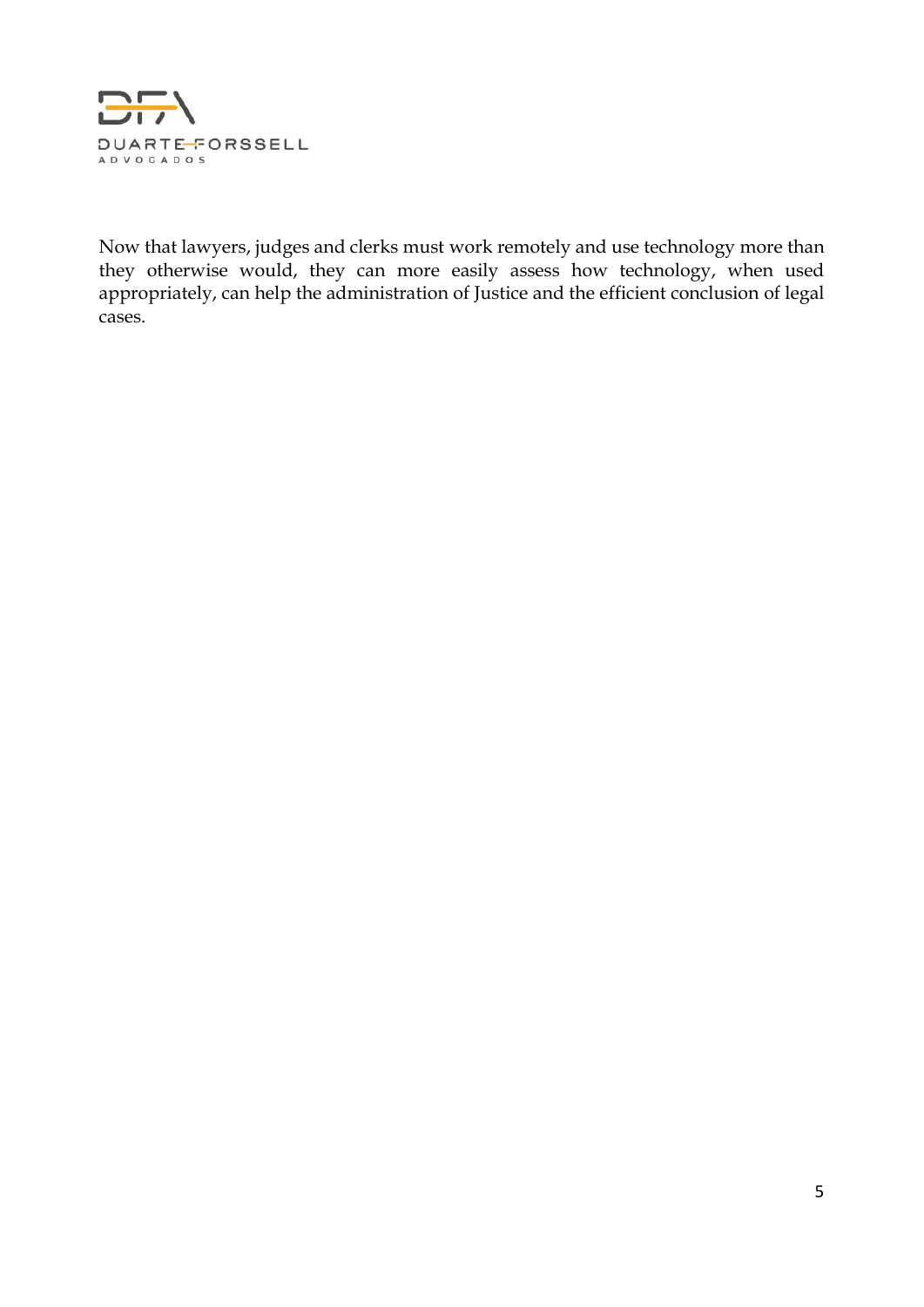Now that lawyers, judges and clerks must work remotely and use technology more than they otherwise would, they can more easily assess how technology, when used appropriately, can help the administration of Justice and the efficient conclusion of legal cases.